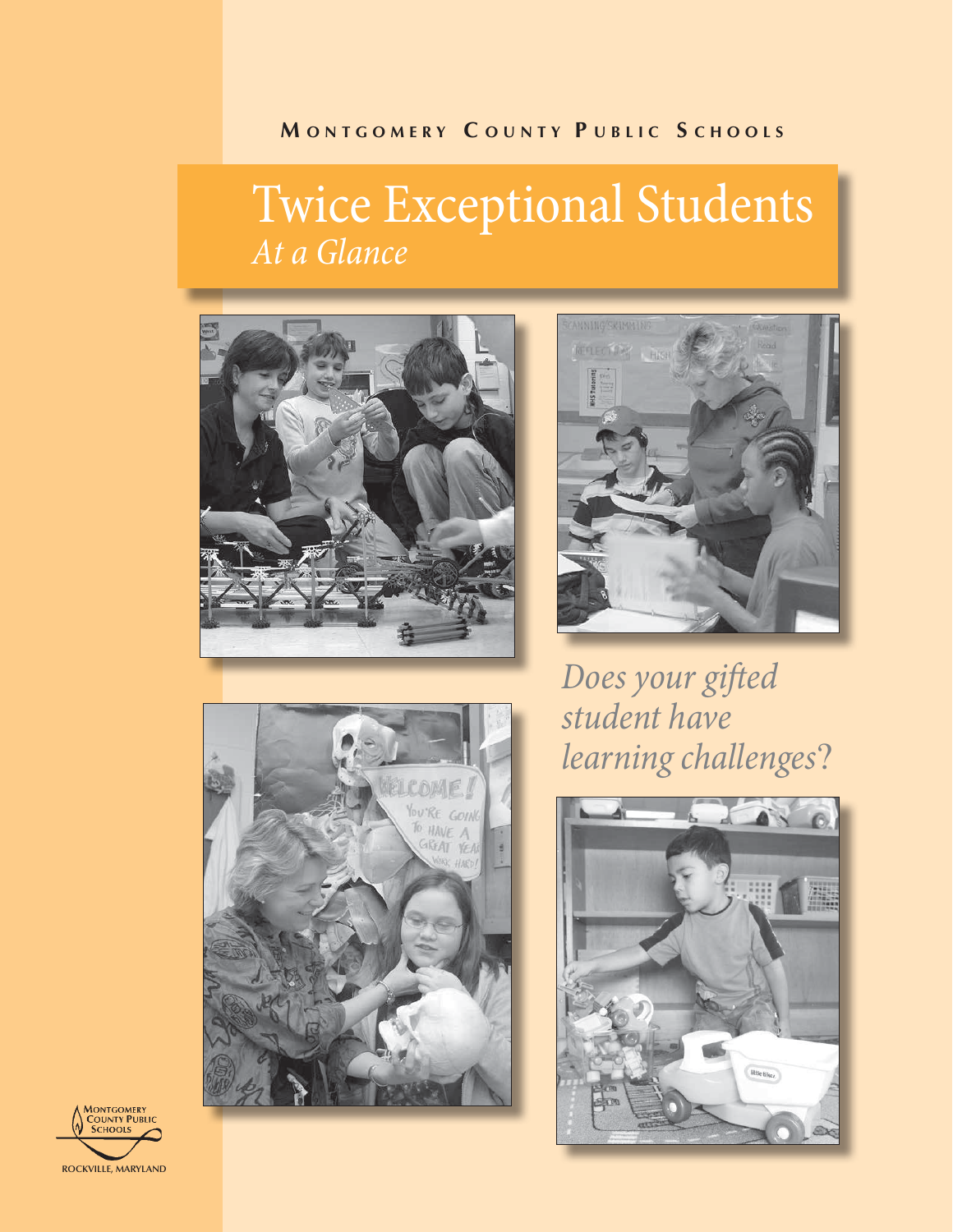Montgomery County Public Schools

# Twice Exceptional Students

## *At a Glance*

*Does your gifted student have learning challenges?*

Montgomery County Public Schools

ROCKVILLE, MARYLAND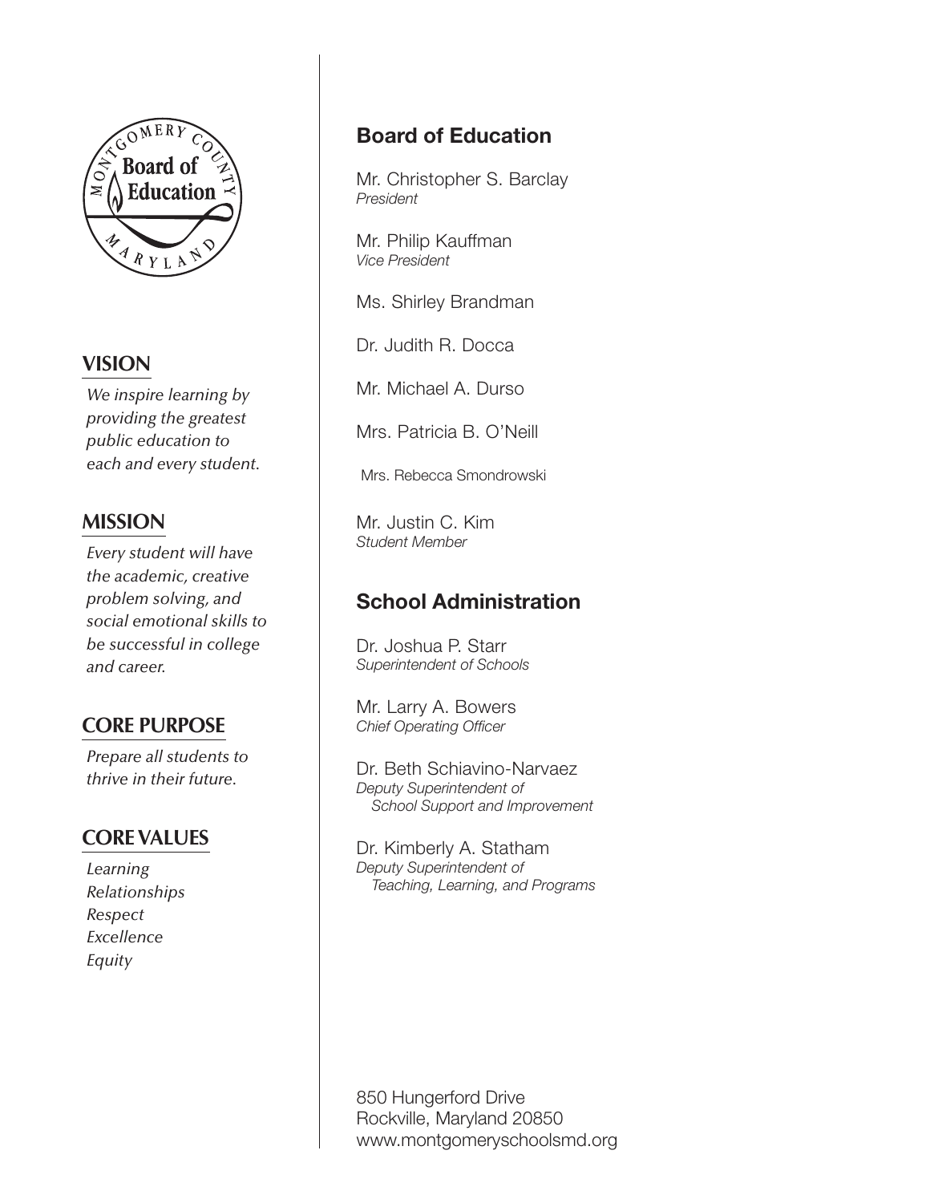## VISION

*We inspire learning by providing the greatest public education to each and every student.*

## MISSION

*Every student will have the academic, creative problem solving, and social emotional skills to be successful in college and career.*

## CORE PURPOSE

*Prepare all students to thrive in their future.*

## CORE VALUES

*Learning*
*Relationships*
*Respect*
*Excellence*
*Equity*

## Board of Education

Mr. Christopher S. Barclay
*President*

Mr. Philip Kauffman
*Vice President*

Ms. Shirley Brandman

Dr. Judith R. Docca

Mr. Michael A. Durso

Mrs. Patricia B. O'Neill

Mrs. Rebecca Smondrowski

Mr. Justin C. Kim
*Student Member*

## School Administration

Dr. Joshua P. Starr
*Superintendent of Schools*

Mr. Larry A. Bowers
*Chief Operating Officer*

Dr. Beth Schiavino-Narvaez
*Deputy Superintendent of School Support and Improvement*

Dr. Kimberly A. Statham
*Deputy Superintendent of Teaching, Learning, and Programs*

850 Hungerford Drive
Rockville, Maryland 20850
www.montgomeryschoolsmd.org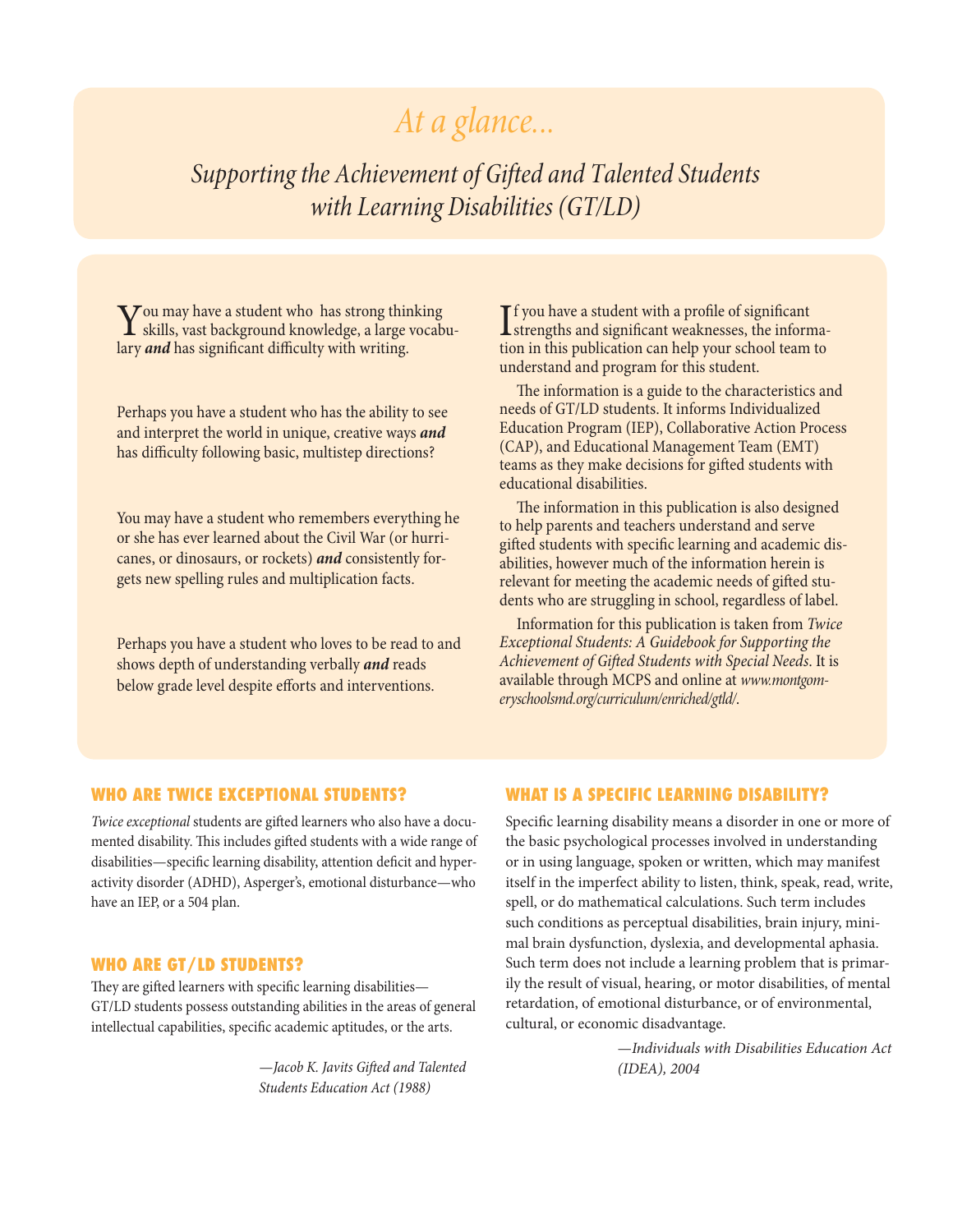# At a glance...

## Supporting the Achievement of Gifted and Talented Students with Learning Disabilities (GT/LD)

You may have a student who has strong thinking skills, vast background knowledge, a large vocabulary ***and*** has significant difficulty with writing.

Perhaps you have a student who has the ability to see and interpret the world in unique, creative ways ***and*** has difficulty following basic, multistep directions?

You may have a student who remembers everything he or she has ever learned about the Civil War (or hurricanes, or dinosaurs, or rockets) ***and*** consistently forgets new spelling rules and multiplication facts.

Perhaps you have a student who loves to be read to and shows depth of understanding verbally ***and*** reads below grade level despite efforts and interventions.

If you have a student with a profile of significant strengths and significant weaknesses, the information in this publication can help your school team to understand and program for this student.

The information is a guide to the characteristics and needs of GT/LD students. It informs Individualized Education Program (IEP), Collaborative Action Process (CAP), and Educational Management Team (EMT) teams as they make decisions for gifted students with educational disabilities.

The information in this publication is also designed to help parents and teachers understand and serve gifted students with specific learning and academic disabilities, however much of the information herein is relevant for meeting the academic needs of gifted students who are struggling in school, regardless of label.

Information for this publication is taken from *Twice Exceptional Students: A Guidebook for Supporting the Achievement of Gifted Students with Special Needs*. It is available through MCPS and online at *www.montgomeryschoolsmd.org/curriculum/enriched/gtld/*.

### WHO ARE TWICE EXCEPTIONAL STUDENTS?

*Twice exceptional* students are gifted learners who also have a documented disability. This includes gifted students with a wide range of disabilities—specific learning disability, attention deficit and hyperactivity disorder (ADHD), Asperger's, emotional disturbance—who have an IEP, or a 504 plan.

### WHO ARE GT/LD STUDENTS?

They are gifted learners with specific learning disabilities—GT/LD students possess outstanding abilities in the areas of general intellectual capabilities, specific academic aptitudes, or the arts.

*—Jacob K. Javits Gifted and Talented Students Education Act (1988)*

### WHAT IS A SPECIFIC LEARNING DISABILITY?

Specific learning disability means a disorder in one or more of the basic psychological processes involved in understanding or in using language, spoken or written, which may manifest itself in the imperfect ability to listen, think, speak, read, write, spell, or do mathematical calculations. Such term includes such conditions as perceptual disabilities, brain injury, minimal brain dysfunction, dyslexia, and developmental aphasia. Such term does not include a learning problem that is primarily the result of visual, hearing, or motor disabilities, of mental retardation, of emotional disturbance, or of environmental, cultural, or economic disadvantage.

*—Individuals with Disabilities Education Act (IDEA), 2004*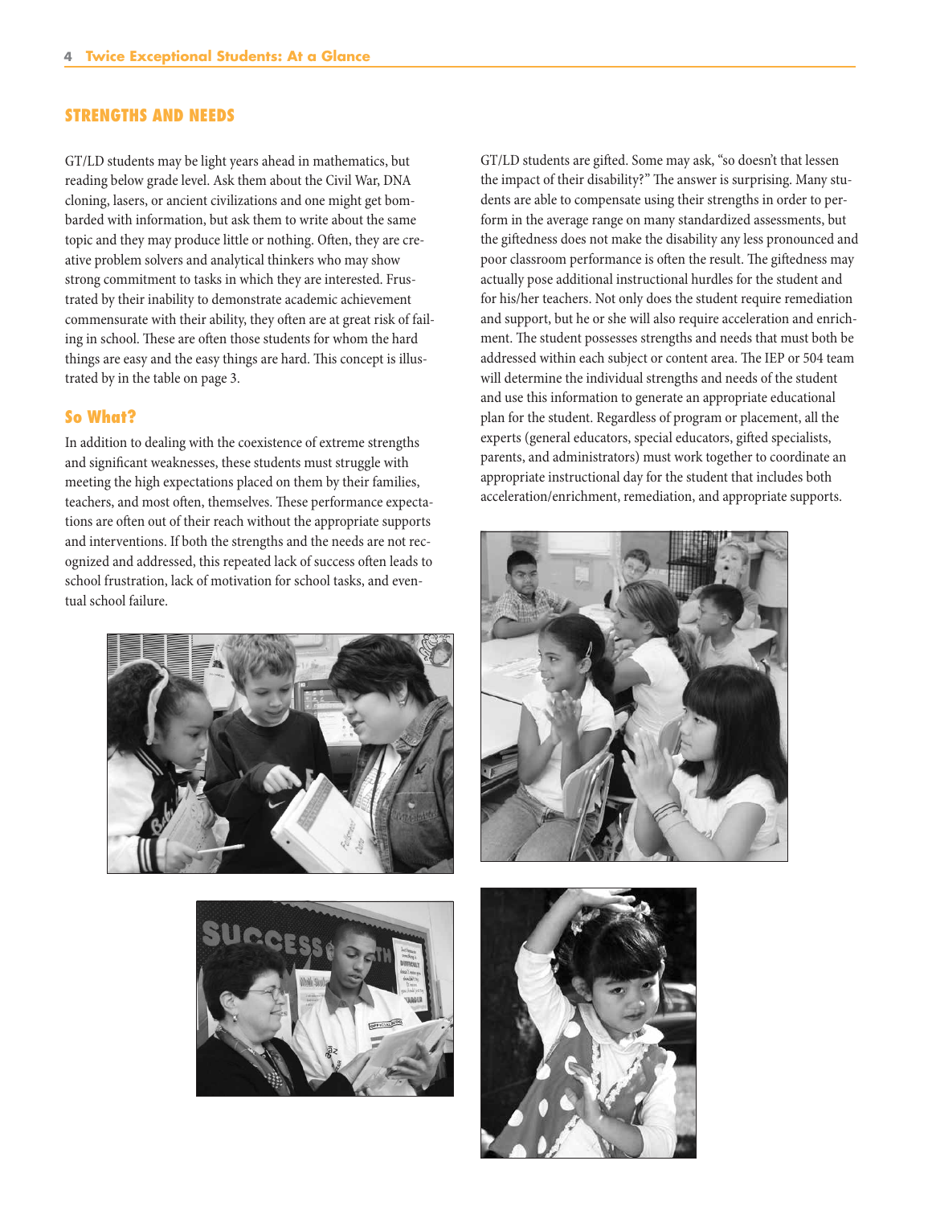## STRENGTHS AND NEEDS

GT/LD students may be light years ahead in mathematics, but reading below grade level. Ask them about the Civil War, DNA cloning, lasers, or ancient civilizations and one might get bombarded with information, but ask them to write about the same topic and they may produce little or nothing. Often, they are creative problem solvers and analytical thinkers who may show strong commitment to tasks in which they are interested. Frustrated by their inability to demonstrate academic achievement commensurate with their ability, they often are at great risk of failing in school. These are often those students for whom the hard things are easy and the easy things are hard. This concept is illustrated by in the table on page 3.

### So What?

In addition to dealing with the coexistence of extreme strengths and significant weaknesses, these students must struggle with meeting the high expectations placed on them by their families, teachers, and most often, themselves. These performance expectations are often out of their reach without the appropriate supports and interventions. If both the strengths and the needs are not recognized and addressed, this repeated lack of success often leads to school frustration, lack of motivation for school tasks, and eventual school failure.

GT/LD students are gifted. Some may ask, "so doesn't that lessen the impact of their disability?" The answer is surprising. Many students are able to compensate using their strengths in order to perform in the average range on many standardized assessments, but the giftedness does not make the disability any less pronounced and poor classroom performance is often the result. The giftedness may actually pose additional instructional hurdles for the student and for his/her teachers. Not only does the student require remediation and support, but he or she will also require acceleration and enrichment. The student possesses strengths and needs that must both be addressed within each subject or content area. The IEP or 504 team will determine the individual strengths and needs of the student and use this information to generate an appropriate educational plan for the student. Regardless of program or placement, all the experts (general educators, special educators, gifted specialists, parents, and administrators) must work together to coordinate an appropriate instructional day for the student that includes both acceleration/enrichment, remediation, and appropriate supports.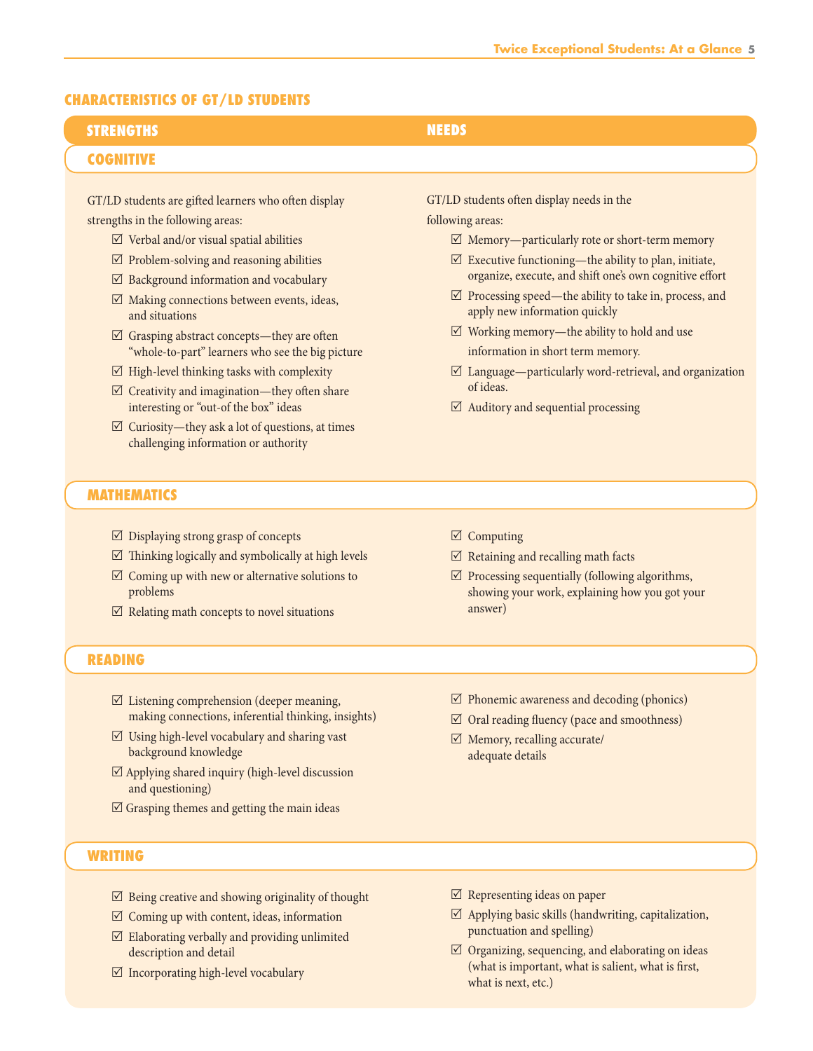## CHARACTERISTICS OF GT/LD STUDENTS

### COGNITIVE

**STRENGTHS**

GT/LD students are gifted learners who often display strengths in the following areas:

- ☑ Verbal and/or visual spatial abilities
- ☑ Problem-solving and reasoning abilities
- ☑ Background information and vocabulary
- ☑ Making connections between events, ideas, and situations
- ☑ Grasping abstract concepts—they are often "whole-to-part" learners who see the big picture
- ☑ High-level thinking tasks with complexity
- ☑ Creativity and imagination—they often share interesting or "out-of the box" ideas
- ☑ Curiosity—they ask a lot of questions, at times challenging information or authority

**NEEDS**

GT/LD students often display needs in the following areas:

- ☑ Memory—particularly rote or short-term memory
- ☑ Executive functioning—the ability to plan, initiate, organize, execute, and shift one's own cognitive effort
- ☑ Processing speed—the ability to take in, process, and apply new information quickly
- ☑ Working memory—the ability to hold and use information in short term memory.
- ☑ Language—particularly word-retrieval, and organization of ideas.
- ☑ Auditory and sequential processing

### MATHEMATICS

**STRENGTHS**

- ☑ Displaying strong grasp of concepts
- ☑ Thinking logically and symbolically at high levels
- ☑ Coming up with new or alternative solutions to problems
- ☑ Relating math concepts to novel situations

**NEEDS**

- ☑ Computing
- ☑ Retaining and recalling math facts
- ☑ Processing sequentially (following algorithms, showing your work, explaining how you got your answer)

### READING

**STRENGTHS**

- ☑ Listening comprehension (deeper meaning, making connections, inferential thinking, insights)
- ☑ Using high-level vocabulary and sharing vast background knowledge
- ☑ Applying shared inquiry (high-level discussion and questioning)
- ☑ Grasping themes and getting the main ideas

**NEEDS**

- ☑ Phonemic awareness and decoding (phonics)
- ☑ Oral reading fluency (pace and smoothness)
- ☑ Memory, recalling accurate/adequate details

### WRITING

**STRENGTHS**

- ☑ Being creative and showing originality of thought
- ☑ Coming up with content, ideas, information
- ☑ Elaborating verbally and providing unlimited description and detail
- ☑ Incorporating high-level vocabulary

**NEEDS**

- ☑ Representing ideas on paper
- ☑ Applying basic skills (handwriting, capitalization, punctuation and spelling)
- ☑ Organizing, sequencing, and elaborating on ideas (what is important, what is salient, what is first, what is next, etc.)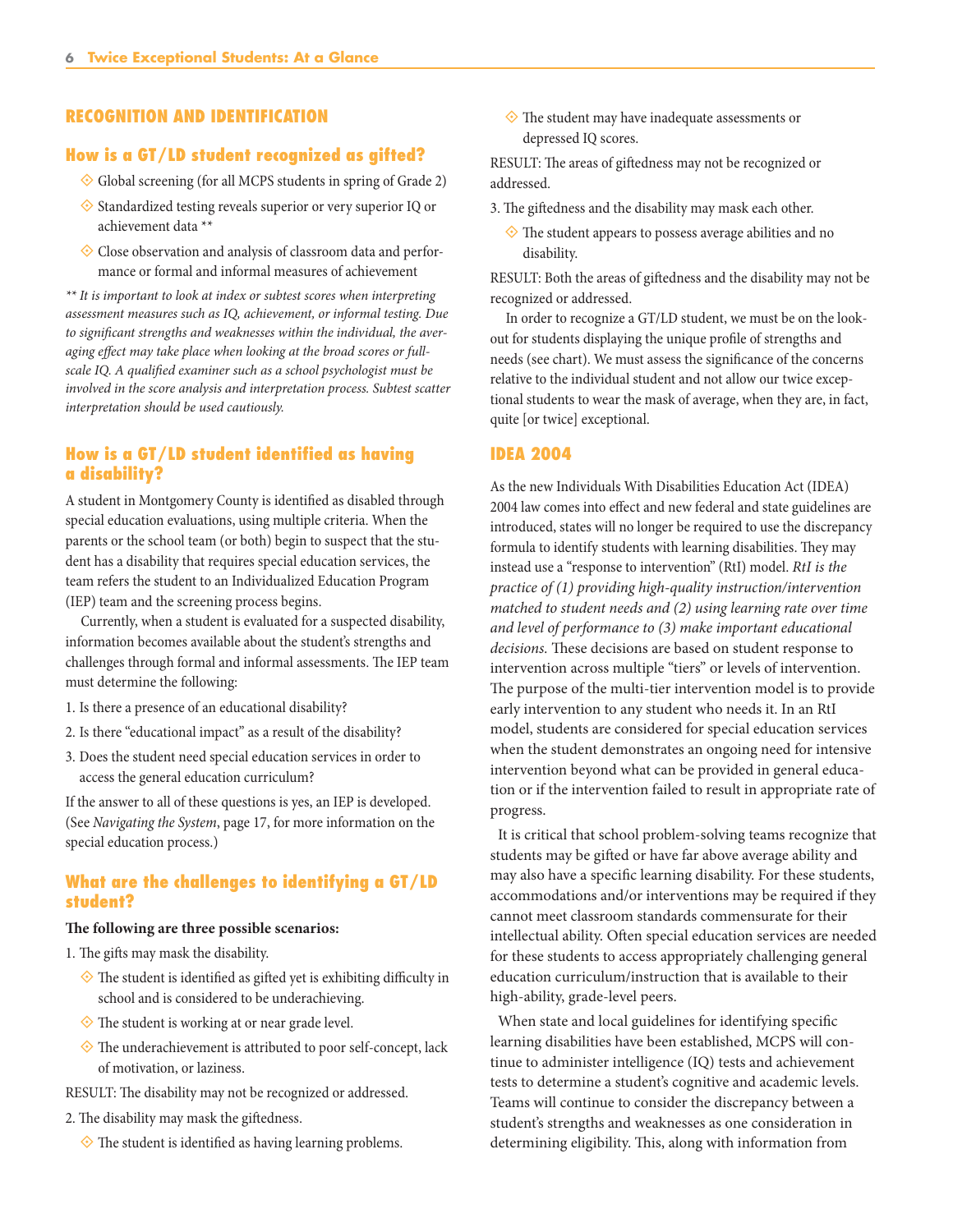## RECOGNITION AND IDENTIFICATION

### How is a GT/LD student recognized as gifted?

- Global screening (for all MCPS students in spring of Grade 2)
- Standardized testing reveals superior or very superior IQ or achievement data **
- Close observation and analysis of classroom data and performance or formal and informal measures of achievement

*** It is important to look at index or subtest scores when interpreting assessment measures such as IQ, achievement, or informal testing. Due to significant strengths and weaknesses within the individual, the averaging effect may take place when looking at the broad scores or full-scale IQ. A qualified examiner such as a school psychologist must be involved in the score analysis and interpretation process. Subtest scatter interpretation should be used cautiously.*

### How is a GT/LD student identified as having a disability?

A student in Montgomery County is identified as disabled through special education evaluations, using multiple criteria. When the parents or the school team (or both) begin to suspect that the student has a disability that requires special education services, the team refers the student to an Individualized Education Program (IEP) team and the screening process begins.

Currently, when a student is evaluated for a suspected disability, information becomes available about the student's strengths and challenges through formal and informal assessments. The IEP team must determine the following:

1. Is there a presence of an educational disability?
2. Is there "educational impact" as a result of the disability?
3. Does the student need special education services in order to access the general education curriculum?

If the answer to all of these questions is yes, an IEP is developed. (See *Navigating the System*, page 17, for more information on the special education process.)

### What are the challenges to identifying a GT/LD student?

**The following are three possible scenarios:**

1. The gifts may mask the disability.
   - The student is identified as gifted yet is exhibiting difficulty in school and is considered to be underachieving.
   - The student is working at or near grade level.
   - The underachievement is attributed to poor self-concept, lack of motivation, or laziness.

RESULT: The disability may not be recognized or addressed.

2. The disability may mask the giftedness.
   - The student is identified as having learning problems.
   - The student may have inadequate assessments or depressed IQ scores.

RESULT: The areas of giftedness may not be recognized or addressed.

3. The giftedness and the disability may mask each other.
   - The student appears to possess average abilities and no disability.

RESULT: Both the areas of giftedness and the disability may not be recognized or addressed.

In order to recognize a GT/LD student, we must be on the lookout for students displaying the unique profile of strengths and needs (see chart). We must assess the significance of the concerns relative to the individual student and not allow our twice exceptional students to wear the mask of average, when they are, in fact, quite [or twice] exceptional.

## IDEA 2004

As the new Individuals With Disabilities Education Act (IDEA) 2004 law comes into effect and new federal and state guidelines are introduced, states will no longer be required to use the discrepancy formula to identify students with learning disabilities. They may instead use a "response to intervention" (RtI) model. *RtI is the practice of (1) providing high-quality instruction/intervention matched to student needs and (2) using learning rate over time and level of performance to (3) make important educational decisions.* These decisions are based on student response to intervention across multiple "tiers" or levels of intervention. The purpose of the multi-tier intervention model is to provide early intervention to any student who needs it. In an RtI model, students are considered for special education services when the student demonstrates an ongoing need for intensive intervention beyond what can be provided in general education or if the intervention failed to result in appropriate rate of progress.

It is critical that school problem-solving teams recognize that students may be gifted or have far above average ability and may also have a specific learning disability. For these students, accommodations and/or interventions may be required if they cannot meet classroom standards commensurate for their intellectual ability. Often special education services are needed for these students to access appropriately challenging general education curriculum/instruction that is available to their high-ability, grade-level peers.

When state and local guidelines for identifying specific learning disabilities have been established, MCPS will continue to administer intelligence (IQ) tests and achievement tests to determine a student's cognitive and academic levels. Teams will continue to consider the discrepancy between a student's strengths and weaknesses as one consideration in determining eligibility. This, along with information from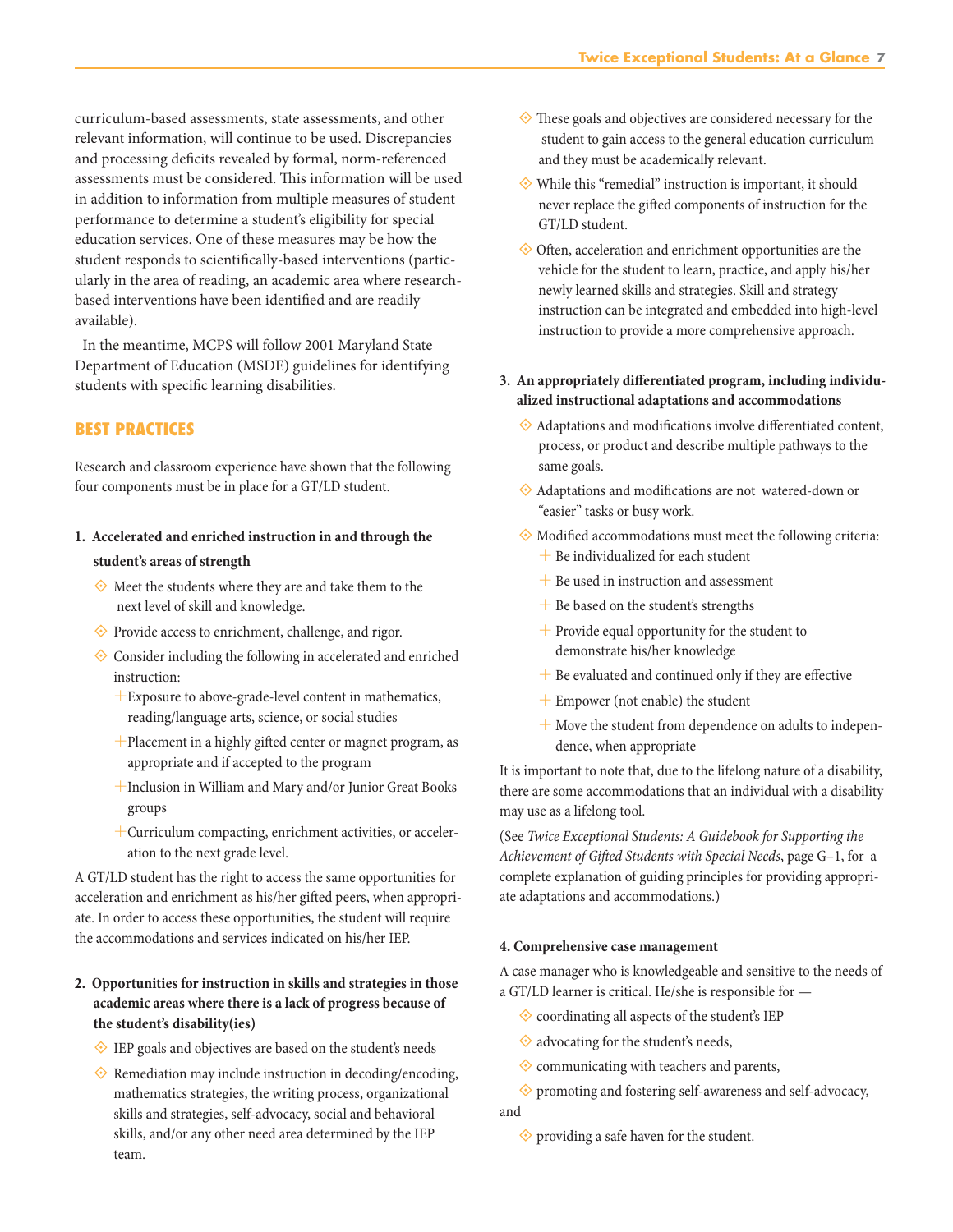curriculum-based assessments, state assessments, and other relevant information, will continue to be used. Discrepancies and processing deficits revealed by formal, norm-referenced assessments must be considered. This information will be used in addition to information from multiple measures of student performance to determine a student's eligibility for special education services. One of these measures may be how the student responds to scientifically-based interventions (particularly in the area of reading, an academic area where research-based interventions have been identified and are readily available).

In the meantime, MCPS will follow 2001 Maryland State Department of Education (MSDE) guidelines for identifying students with specific learning disabilities.

## BEST PRACTICES

Research and classroom experience have shown that the following four components must be in place for a GT/LD student.

**1. Accelerated and enriched instruction in and through the student's areas of strength**

- Meet the students where they are and take them to the next level of skill and knowledge.
- Provide access to enrichment, challenge, and rigor.
- Consider including the following in accelerated and enriched instruction:
  - Exposure to above-grade-level content in mathematics, reading/language arts, science, or social studies
  - Placement in a highly gifted center or magnet program, as appropriate and if accepted to the program
  - Inclusion in William and Mary and/or Junior Great Books groups
  - Curriculum compacting, enrichment activities, or acceleration to the next grade level.

A GT/LD student has the right to access the same opportunities for acceleration and enrichment as his/her gifted peers, when appropriate. In order to access these opportunities, the student will require the accommodations and services indicated on his/her IEP.

**2. Opportunities for instruction in skills and strategies in those academic areas where there is a lack of progress because of the student's disability(ies)**

- IEP goals and objectives are based on the student's needs
- Remediation may include instruction in decoding/encoding, mathematics strategies, the writing process, organizational skills and strategies, self-advocacy, social and behavioral skills, and/or any other need area determined by the IEP team.
- These goals and objectives are considered necessary for the student to gain access to the general education curriculum and they must be academically relevant.
- While this "remedial" instruction is important, it should never replace the gifted components of instruction for the GT/LD student.
- Often, acceleration and enrichment opportunities are the vehicle for the student to learn, practice, and apply his/her newly learned skills and strategies. Skill and strategy instruction can be integrated and embedded into high-level instruction to provide a more comprehensive approach.

**3. An appropriately differentiated program, including individualized instructional adaptations and accommodations**

- Adaptations and modifications involve differentiated content, process, or product and describe multiple pathways to the same goals.
- Adaptations and modifications are not watered-down or "easier" tasks or busy work.
- Modified accommodations must meet the following criteria:
  - Be individualized for each student
  - Be used in instruction and assessment
  - Be based on the student's strengths
  - Provide equal opportunity for the student to demonstrate his/her knowledge
  - Be evaluated and continued only if they are effective
  - Empower (not enable) the student
  - Move the student from dependence on adults to independence, when appropriate

It is important to note that, due to the lifelong nature of a disability, there are some accommodations that an individual with a disability may use as a lifelong tool.

(See *Twice Exceptional Students: A Guidebook for Supporting the Achievement of Gifted Students with Special Needs*, page G–1, for a complete explanation of guiding principles for providing appropriate adaptations and accommodations.)

**4. Comprehensive case management**

A case manager who is knowledgeable and sensitive to the needs of a GT/LD learner is critical. He/she is responsible for —

- coordinating all aspects of the student's IEP
- advocating for the student's needs,
- communicating with teachers and parents,
- promoting and fostering self-awareness and self-advocacy, and
- providing a safe haven for the student.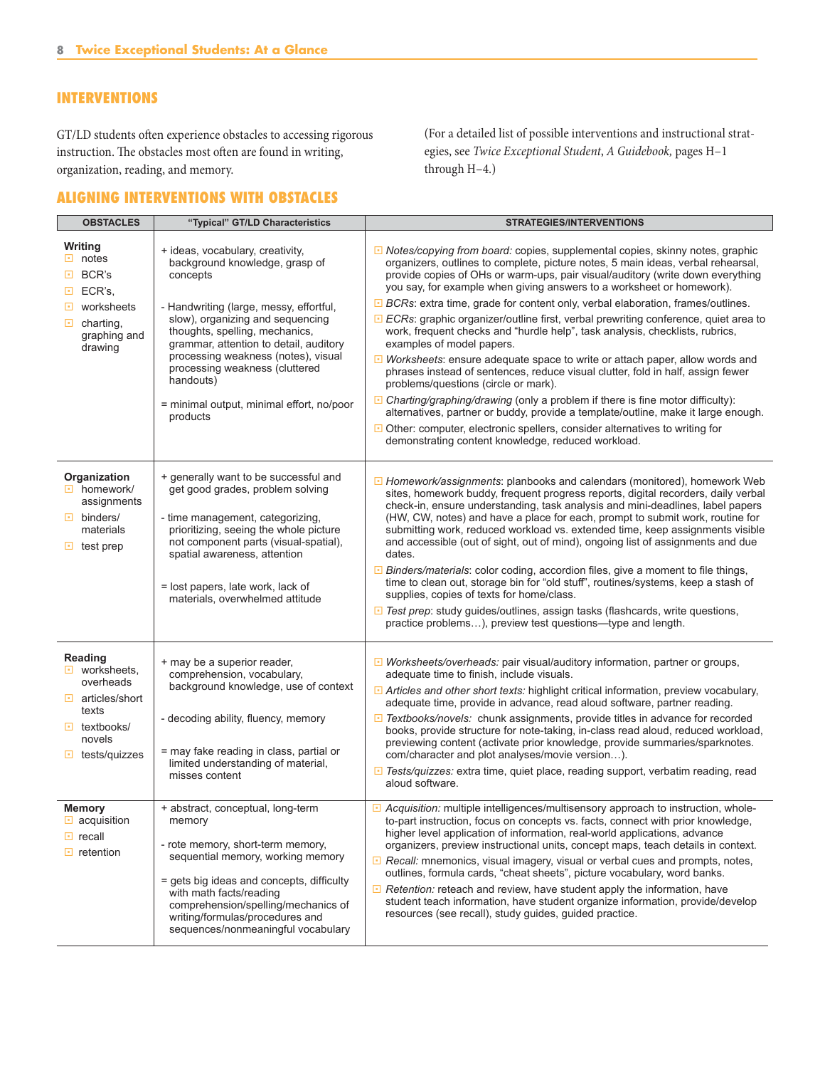## INTERVENTIONS

GT/LD students often experience obstacles to accessing rigorous instruction. The obstacles most often are found in writing, organization, reading, and memory.

(For a detailed list of possible interventions and instructional strategies, see *Twice Exceptional Student, A Guidebook,* pages H–1 through H–4.)

## ALIGNING INTERVENTIONS WITH OBSTACLES

| OBSTACLES | "Typical" GT/LD Characteristics | STRATEGIES/INTERVENTIONS |
|---|---|---|
| **Writing**<br>▫ notes<br>▫ BCR's<br>▫ ECR's,<br>▫ worksheets<br>▫ charting, graphing and drawing | + ideas, vocabulary, creativity, background knowledge, grasp of concepts<br><br>- Handwriting (large, messy, effortful, slow), organizing and sequencing thoughts, spelling, mechanics, grammar, attention to detail, auditory processing weakness (notes), visual processing weakness (cluttered handouts)<br><br>= minimal output, minimal effort, no/poor products | ▫ *Notes/copying from board:* copies, supplemental copies, skinny notes, graphic organizers, outlines to complete, picture notes, 5 main ideas, verbal rehearsal, provide copies of OHs or warm-ups, pair visual/auditory (write down everything you say, for example when giving answers to a worksheet or homework).<br>▫ *BCRs*: extra time, grade for content only, verbal elaboration, frames/outlines.<br>▫ *ECRs*: graphic organizer/outline first, verbal prewriting conference, quiet area to work, frequent checks and "hurdle help", task analysis, checklists, rubrics, examples of model papers.<br>▫ *Worksheets*: ensure adequate space to write or attach paper, allow words and phrases instead of sentences, reduce visual clutter, fold in half, assign fewer problems/questions (circle or mark).<br>▫ *Charting/graphing/drawing* (only a problem if there is fine motor difficulty): alternatives, partner or buddy, provide a template/outline, make it large enough.<br>▫ Other: computer, electronic spellers, consider alternatives to writing for demonstrating content knowledge, reduced workload. |
| **Organization**<br>▫ homework/ assignments<br>▫ binders/ materials<br>▫ test prep | + generally want to be successful and get good grades, problem solving<br><br>- time management, categorizing, prioritizing, seeing the whole picture not component parts (visual-spatial), spatial awareness, attention<br><br>= lost papers, late work, lack of materials, overwhelmed attitude | ▫ *Homework/assignments*: planbooks and calendars (monitored), homework Web sites, homework buddy, frequent progress reports, digital recorders, daily verbal check-in, ensure understanding, task analysis and mini-deadlines, label papers (HW, CW, notes) and have a place for each, prompt to submit work, routine for submitting work, reduced workload vs. extended time, keep assignments visible and accessible (out of sight, out of mind), ongoing list of assignments and due dates.<br>▫ *Binders/materials*: color coding, accordion files, give a moment to file things, time to clean out, storage bin for "old stuff", routines/systems, keep a stash of supplies, copies of texts for home/class.<br>▫ *Test prep*: study guides/outlines, assign tasks (flashcards, write questions, practice problems…), preview test questions—type and length. |
| **Reading**<br>▫ worksheets, overheads<br>▫ articles/short texts<br>▫ textbooks/ novels<br>▫ tests/quizzes | + may be a superior reader, comprehension, vocabulary, background knowledge, use of context<br><br>- decoding ability, fluency, memory<br><br>= may fake reading in class, partial or limited understanding of material, misses content | ▫ *Worksheets/overheads:* pair visual/auditory information, partner or groups, adequate time to finish, include visuals.<br>▫ *Articles and other short texts:* highlight critical information, preview vocabulary, adequate time, provide in advance, read aloud software, partner reading.<br>▫ *Textbooks/novels:* chunk assignments, provide titles in advance for recorded books, provide structure for note-taking, in-class read aloud, reduced workload, previewing content (activate prior knowledge, provide summaries/sparknotes.com/character and plot analyses/movie version…).<br>▫ *Tests/quizzes:* extra time, quiet place, reading support, verbatim reading, read aloud software. |
| **Memory**<br>▫ acquisition<br>▫ recall<br>▫ retention | + abstract, conceptual, long-term memory<br><br>- rote memory, short-term memory, sequential memory, working memory<br><br>= gets big ideas and concepts, difficulty with math facts/reading comprehension/spelling/mechanics of writing/formulas/procedures and sequences/nonmeaningful vocabulary | ▫ *Acquisition:* multiple intelligences/multisensory approach to instruction, whole-to-part instruction, focus on concepts vs. facts, connect with prior knowledge, higher level application of information, real-world applications, advance organizers, preview instructional units, concept maps, teach details in context.<br>▫ *Recall:* mnemonics, visual imagery, visual or verbal cues and prompts, notes, outlines, formula cards, "cheat sheets", picture vocabulary, word banks.<br>▫ *Retention:* reteach and review, have student apply the information, have student teach information, have student organize information, provide/develop resources (see recall), study guides, guided practice. |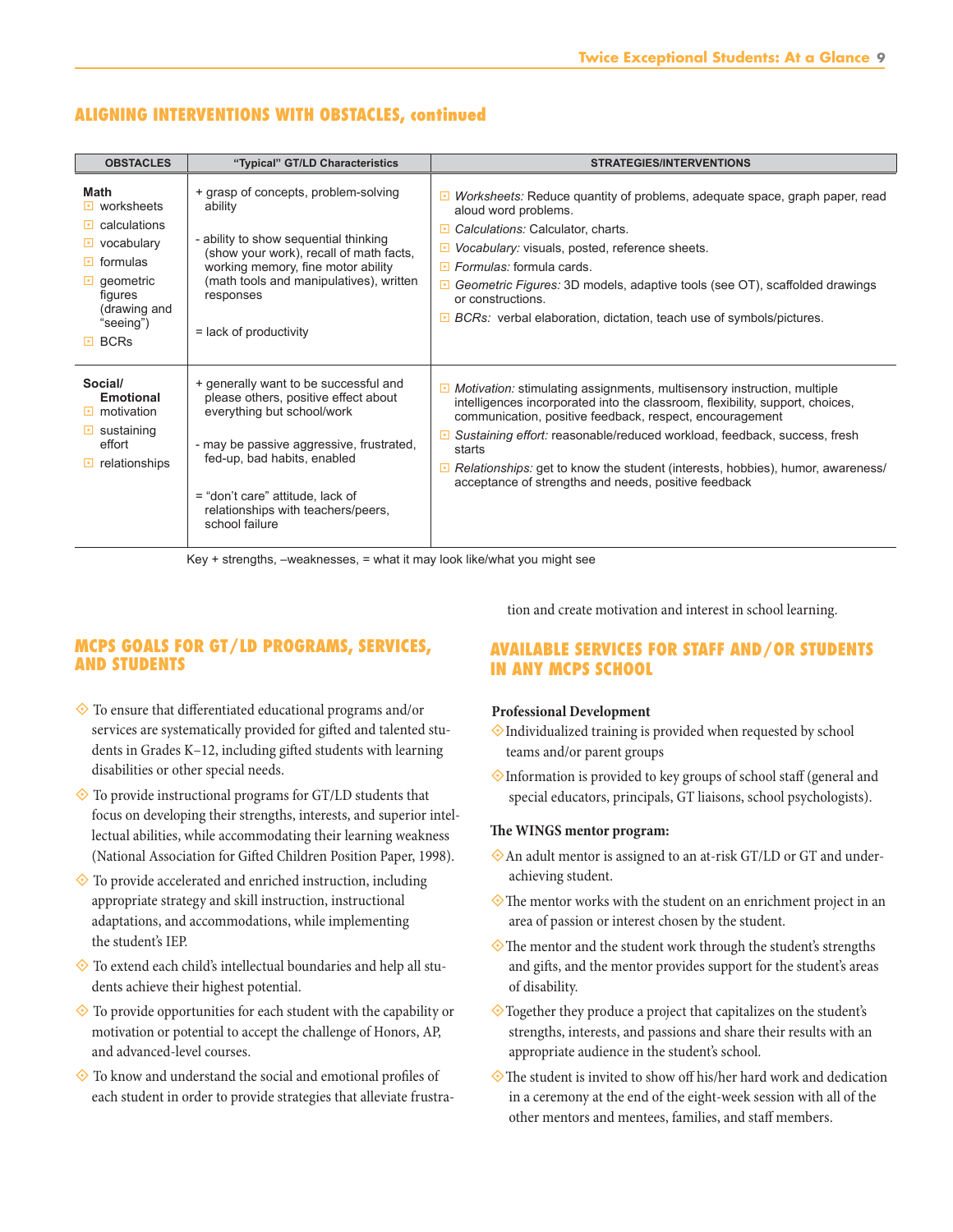## ALIGNING INTERVENTIONS WITH OBSTACLES, continued

| OBSTACLES | "Typical" GT/LD Characteristics | STRATEGIES/INTERVENTIONS |
|---|---|---|
| **Math**<br>☐ worksheets<br>☐ calculations<br>☐ vocabulary<br>☐ formulas<br>☐ geometric figures (drawing and "seeing")<br>☐ BCRs | + grasp of concepts, problem-solving ability<br><br>- ability to show sequential thinking (show your work), recall of math facts, working memory, fine motor ability (math tools and manipulatives), written responses<br><br>= lack of productivity | ☐ *Worksheets:* Reduce quantity of problems, adequate space, graph paper, read aloud word problems.<br>☐ *Calculations:* Calculator, charts.<br>☐ *Vocabulary:* visuals, posted, reference sheets.<br>☐ *Formulas:* formula cards.<br>☐ *Geometric Figures:* 3D models, adaptive tools (see OT), scaffolded drawings or constructions.<br>☐ *BCRs:* verbal elaboration, dictation, teach use of symbols/pictures. |
| **Social/ Emotional**<br>☐ motivation<br>☐ sustaining effort<br>☐ relationships | + generally want to be successful and please others, positive effect about everything but school/work<br><br>- may be passive aggressive, frustrated, fed-up, bad habits, enabled<br><br>= "don't care" attitude, lack of relationships with teachers/peers, school failure | ☐ *Motivation:* stimulating assignments, multisensory instruction, multiple intelligences incorporated into the classroom, flexibility, support, choices, communication, positive feedback, respect, encouragement<br>☐ *Sustaining effort:* reasonable/reduced workload, feedback, success, fresh starts<br>☐ *Relationships:* get to know the student (interests, hobbies), humor, awareness/ acceptance of strengths and needs, positive feedback |

Key + strengths, –weaknesses, = what it may look like/what you might see

## MCPS GOALS FOR GT/LD PROGRAMS, SERVICES, AND STUDENTS

- To ensure that differentiated educational programs and/or services are systematically provided for gifted and talented students in Grades K–12, including gifted students with learning disabilities or other special needs.
- To provide instructional programs for GT/LD students that focus on developing their strengths, interests, and superior intellectual abilities, while accommodating their learning weakness (National Association for Gifted Children Position Paper, 1998).
- To provide accelerated and enriched instruction, including appropriate strategy and skill instruction, instructional adaptations, and accommodations, while implementing the student's IEP.
- To extend each child's intellectual boundaries and help all students achieve their highest potential.
- To provide opportunities for each student with the capability or motivation or potential to accept the challenge of Honors, AP, and advanced-level courses.
- To know and understand the social and emotional profiles of each student in order to provide strategies that alleviate frustration and create motivation and interest in school learning.

## AVAILABLE SERVICES FOR STAFF AND/OR STUDENTS IN ANY MCPS SCHOOL

**Professional Development**

- Individualized training is provided when requested by school teams and/or parent groups
- Information is provided to key groups of school staff (general and special educators, principals, GT liaisons, school psychologists).

**The WINGS mentor program:**

- An adult mentor is assigned to an at-risk GT/LD or GT and underachieving student.
- The mentor works with the student on an enrichment project in an area of passion or interest chosen by the student.
- The mentor and the student work through the student's strengths and gifts, and the mentor provides support for the student's areas of disability.
- Together they produce a project that capitalizes on the student's strengths, interests, and passions and share their results with an appropriate audience in the student's school.
- The student is invited to show off his/her hard work and dedication in a ceremony at the end of the eight-week session with all of the other mentors and mentees, families, and staff members.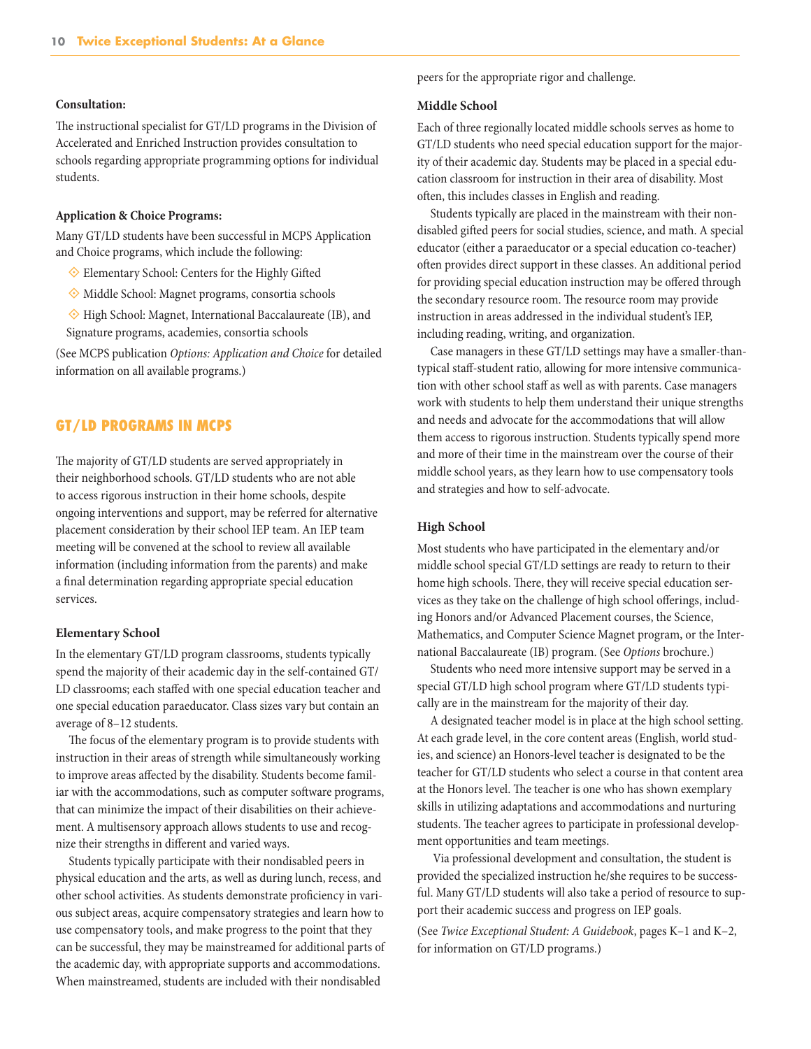**Consultation:**

The instructional specialist for GT/LD programs in the Division of Accelerated and Enriched Instruction provides consultation to schools regarding appropriate programming options for individual students.

**Application & Choice Programs:**

Many GT/LD students have been successful in MCPS Application and Choice programs, which include the following:

- Elementary School: Centers for the Highly Gifted
- Middle School: Magnet programs, consortia schools
- High School: Magnet, International Baccalaureate (IB), and Signature programs, academies, consortia schools

(See MCPS publication *Options: Application and Choice* for detailed information on all available programs.)

## GT/LD PROGRAMS IN MCPS

The majority of GT/LD students are served appropriately in their neighborhood schools. GT/LD students who are not able to access rigorous instruction in their home schools, despite ongoing interventions and support, may be referred for alternative placement consideration by their school IEP team. An IEP team meeting will be convened at the school to review all available information (including information from the parents) and make a final determination regarding appropriate special education services.

### Elementary School

In the elementary GT/LD program classrooms, students typically spend the majority of their academic day in the self-contained GT/LD classrooms; each staffed with one special education teacher and one special education paraeducator. Class sizes vary but contain an average of 8–12 students.

The focus of the elementary program is to provide students with instruction in their areas of strength while simultaneously working to improve areas affected by the disability. Students become familiar with the accommodations, such as computer software programs, that can minimize the impact of their disabilities on their achievement. A multisensory approach allows students to use and recognize their strengths in different and varied ways.

Students typically participate with their nondisabled peers in physical education and the arts, as well as during lunch, recess, and other school activities. As students demonstrate proficiency in various subject areas, acquire compensatory strategies and learn how to use compensatory tools, and make progress to the point that they can be successful, they may be mainstreamed for additional parts of the academic day, with appropriate supports and accommodations. When mainstreamed, students are included with their nondisabled peers for the appropriate rigor and challenge.

### Middle School

Each of three regionally located middle schools serves as home to GT/LD students who need special education support for the majority of their academic day. Students may be placed in a special education classroom for instruction in their area of disability. Most often, this includes classes in English and reading.

Students typically are placed in the mainstream with their nondisabled gifted peers for social studies, science, and math. A special educator (either a paraeducator or a special education co-teacher) often provides direct support in these classes. An additional period for providing special education instruction may be offered through the secondary resource room. The resource room may provide instruction in areas addressed in the individual student's IEP, including reading, writing, and organization.

Case managers in these GT/LD settings may have a smaller-than-typical staff-student ratio, allowing for more intensive communication with other school staff as well as with parents. Case managers work with students to help them understand their unique strengths and needs and advocate for the accommodations that will allow them access to rigorous instruction. Students typically spend more and more of their time in the mainstream over the course of their middle school years, as they learn how to use compensatory tools and strategies and how to self-advocate.

### High School

Most students who have participated in the elementary and/or middle school special GT/LD settings are ready to return to their home high schools. There, they will receive special education services as they take on the challenge of high school offerings, including Honors and/or Advanced Placement courses, the Science, Mathematics, and Computer Science Magnet program, or the International Baccalaureate (IB) program. (See *Options* brochure.)

Students who need more intensive support may be served in a special GT/LD high school program where GT/LD students typically are in the mainstream for the majority of their day.

A designated teacher model is in place at the high school setting. At each grade level, in the core content areas (English, world studies, and science) an Honors-level teacher is designated to be the teacher for GT/LD students who select a course in that content area at the Honors level. The teacher is one who has shown exemplary skills in utilizing adaptations and accommodations and nurturing students. The teacher agrees to participate in professional development opportunities and team meetings.

Via professional development and consultation, the student is provided the specialized instruction he/she requires to be successful. Many GT/LD students will also take a period of resource to support their academic success and progress on IEP goals.

(See *Twice Exceptional Student: A Guidebook*, pages K–1 and K–2, for information on GT/LD programs.)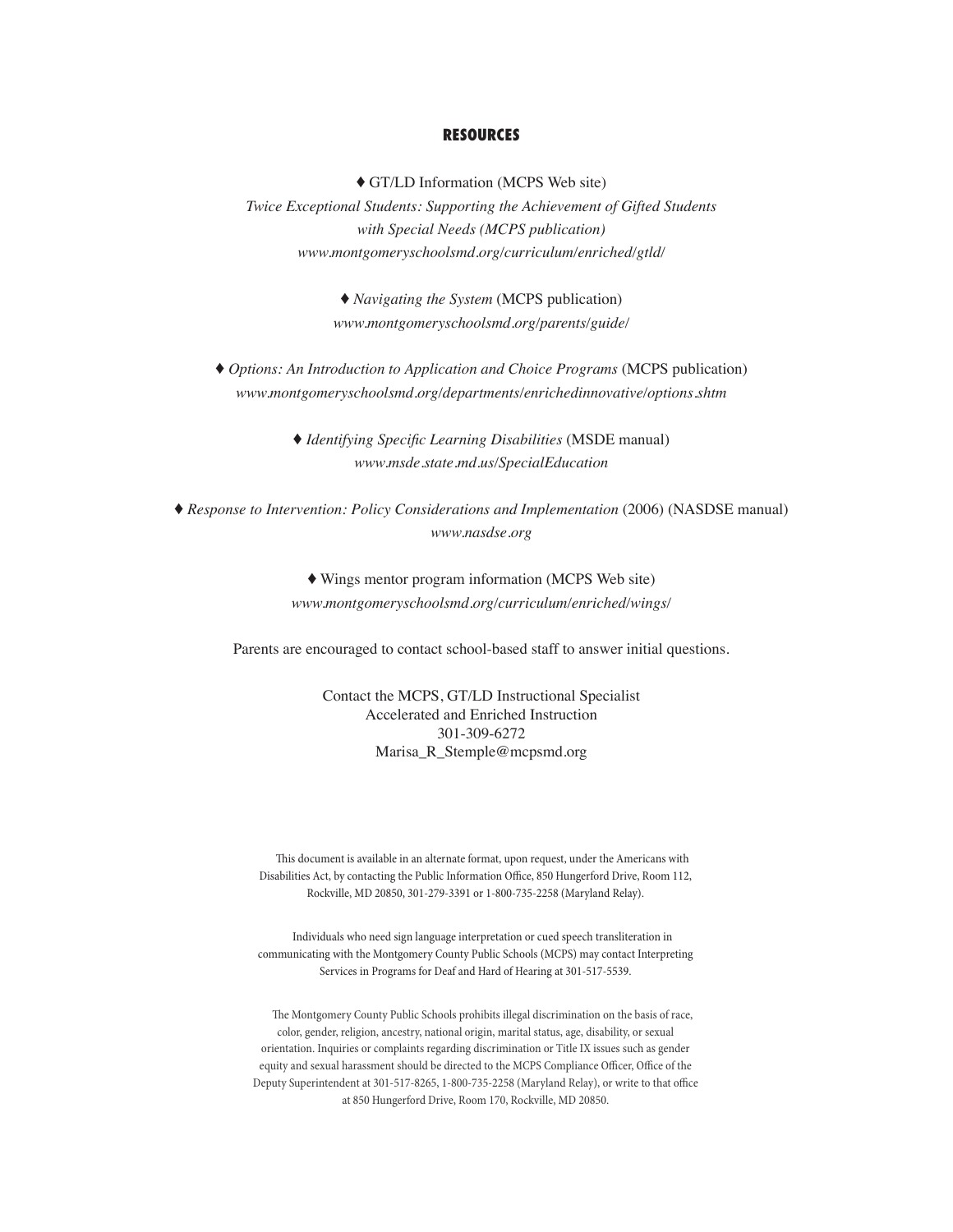## RESOURCES

♦ GT/LD Information (MCPS Web site)
*Twice Exceptional Students: Supporting the Achievement of Gifted Students with Special Needs (MCPS publication)*
*www.montgomeryschoolsmd.org/curriculum/enriched/gtld/*

♦ *Navigating the System* (MCPS publication)
*www.montgomeryschoolsmd.org/parents/guide/*

♦ *Options: An Introduction to Application and Choice Programs* (MCPS publication)
*www.montgomeryschoolsmd.org/departments/enrichedinnovative/options.shtm*

♦ *Identifying Specific Learning Disabilities* (MSDE manual)
*www.msde.state.md.us/SpecialEducation*

♦ *Response to Intervention: Policy Considerations and Implementation* (2006) (NASDSE manual)
*www.nasdse.org*

♦ Wings mentor program information (MCPS Web site)
*www.montgomeryschoolsmd.org/curriculum/enriched/wings/*

Parents are encouraged to contact school-based staff to answer initial questions.

Contact the MCPS, GT/LD Instructional Specialist
Accelerated and Enriched Instruction
301-309-6272
Marisa_R_Stemple@mcpsmd.org

This document is available in an alternate format, upon request, under the Americans with Disabilities Act, by contacting the Public Information Office, 850 Hungerford Drive, Room 112, Rockville, MD 20850, 301-279-3391 or 1-800-735-2258 (Maryland Relay).

Individuals who need sign language interpretation or cued speech transliteration in communicating with the Montgomery County Public Schools (MCPS) may contact Interpreting Services in Programs for Deaf and Hard of Hearing at 301-517-5539.

The Montgomery County Public Schools prohibits illegal discrimination on the basis of race, color, gender, religion, ancestry, national origin, marital status, age, disability, or sexual orientation. Inquiries or complaints regarding discrimination or Title IX issues such as gender equity and sexual harassment should be directed to the MCPS Compliance Officer, Office of the Deputy Superintendent at 301-517-8265, 1-800-735-2258 (Maryland Relay), or write to that office at 850 Hungerford Drive, Room 170, Rockville, MD 20850.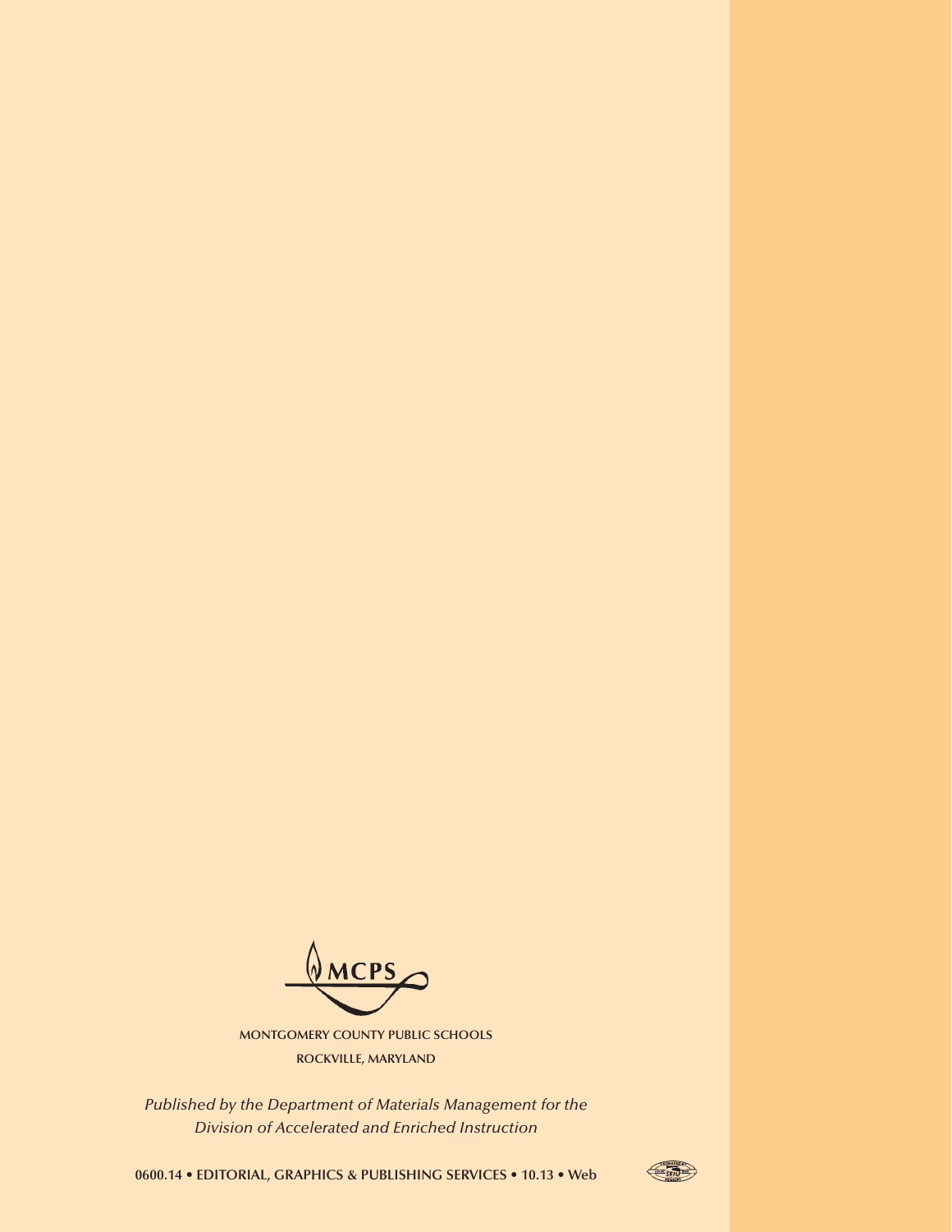MCPS

**MONTGOMERY COUNTY PUBLIC SCHOOLS**

**ROCKVILLE, MARYLAND**

*Published by the Department of Materials Management for the Division of Accelerated and Enriched Instruction*

**0600.14 • EDITORIAL, GRAPHICS & PUBLISHING SERVICES • 10.13 • Web**